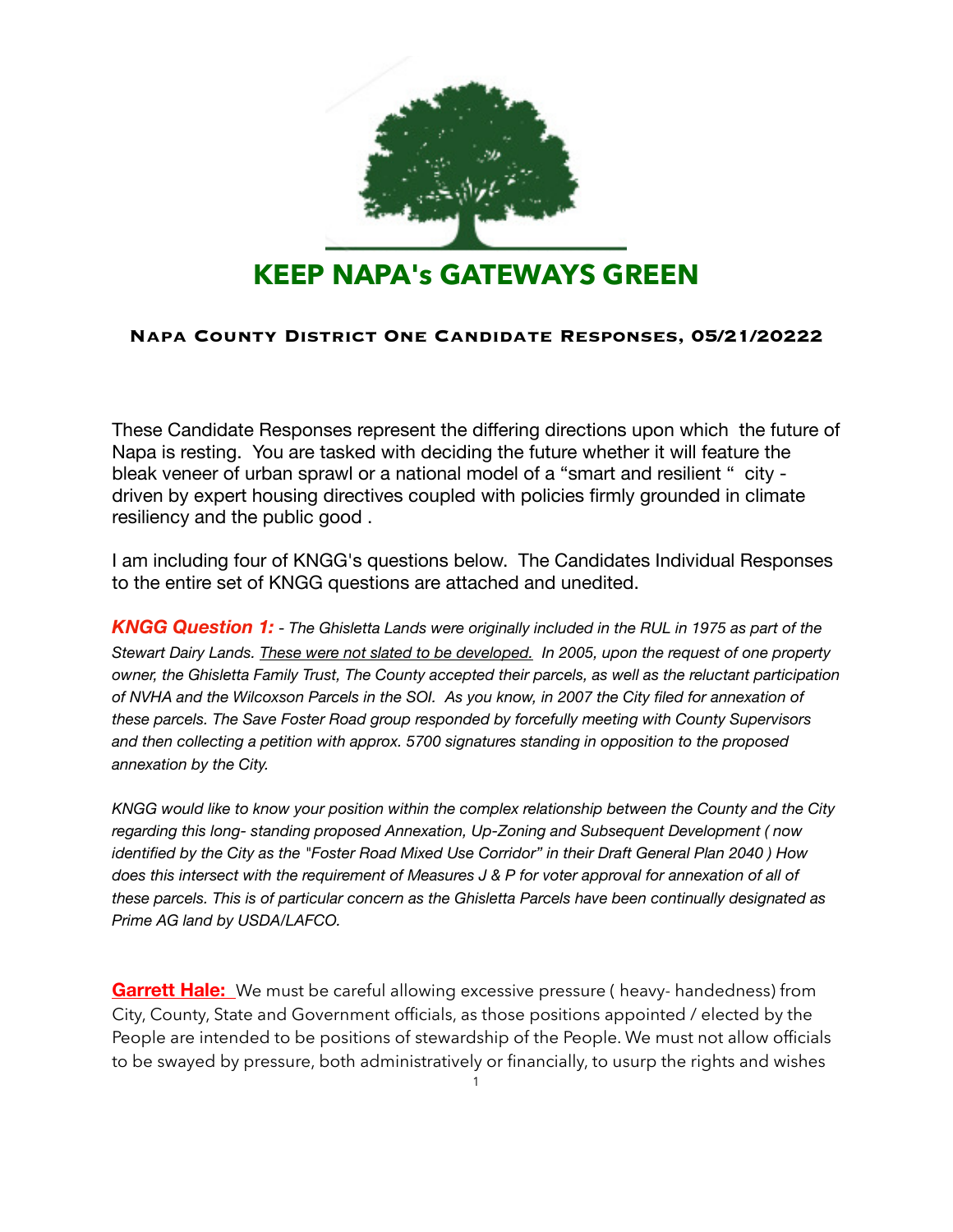# KEEP NAPA's GATEWAYS GREEN

## NAPA COUNTY DISTRICT ONE CANDIDATE RESPONSES, 05/21/20222

These Candidate Responses represent the differing directions upon which the future of Napa is resting. You are tasked with deciding the future whether it will feature the bleak veneer of urban sprawl or a national model of a "smart and resilient " city - driven by expert housing directives coupled with policies firmly grounded in climate resiliency and the public good .

I am including four of KNGG's questions below. The Candidates Individual Responses to the entire set of KNGG questions are attached and unedited.

***KNGG Question 1:*** *- The Ghisletta Lands were originally included in the RUL in 1975 as part of the Stewart Dairy Lands. These were not slated to be developed. In 2005, upon the request of one property owner, the Ghisletta Family Trust, The County accepted their parcels, as well as the reluctant participation of NVHA and the Wilcoxson Parcels in the SOI. As you know, in 2007 the City filed for annexation of these parcels. The Save Foster Road group responded by forcefully meeting with County Supervisors and then collecting a petition with approx. 5700 signatures standing in opposition to the proposed annexation by the City.*

*KNGG would like to know your position within the complex relationship between the County and the City regarding this long- standing proposed Annexation, Up-Zoning and Subsequent Development ( now identified by the City as the "Foster Road Mixed Use Corridor" in their Draft General Plan 2040 ) How does this intersect with the requirement of Measures J & P for voter approval for annexation of all of these parcels. This is of particular concern as the Ghisletta Parcels have been continually designated as Prime AG land by USDA/LAFCO.*

**Garrett Hale:** We must be careful allowing excessive pressure ( heavy- handedness) from City, County, State and Government officials, as those positions appointed / elected by the People are intended to be positions of stewardship of the People. We must not allow officials to be swayed by pressure, both administratively or financially, to usurp the rights and wishes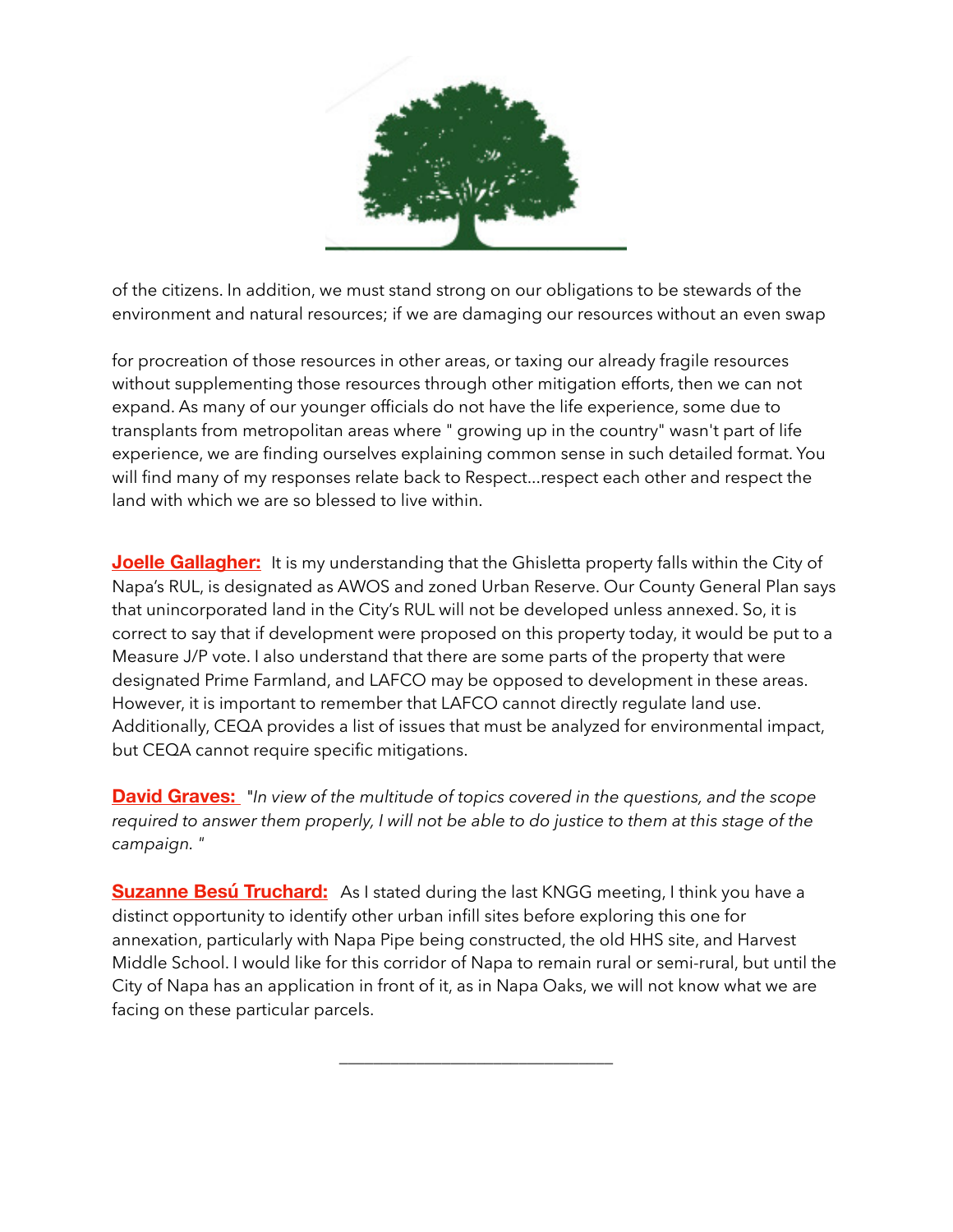of the citizens. In addition, we must stand strong on our obligations to be stewards of the environment and natural resources; if we are damaging our resources without an even swap

for procreation of those resources in other areas, or taxing our already fragile resources without supplementing those resources through other mitigation efforts, then we can not expand. As many of our younger officials do not have the life experience, some due to transplants from metropolitan areas where " growing up in the country" wasn't part of life experience, we are finding ourselves explaining common sense in such detailed format. You will find many of my responses relate back to Respect...respect each other and respect the land with which we are so blessed to live within.

**Joelle Gallagher:** It is my understanding that the Ghisletta property falls within the City of Napa's RUL, is designated as AWOS and zoned Urban Reserve. Our County General Plan says that unincorporated land in the City's RUL will not be developed unless annexed. So, it is correct to say that if development were proposed on this property today, it would be put to a Measure J/P vote. I also understand that there are some parts of the property that were designated Prime Farmland, and LAFCO may be opposed to development in these areas. However, it is important to remember that LAFCO cannot directly regulate land use. Additionally, CEQA provides a list of issues that must be analyzed for environmental impact, but CEQA cannot require specific mitigations.

**David Graves:** "*In view of the multitude of topics covered in the questions, and the scope required to answer them properly, I will not be able to do justice to them at this stage of the campaign.* "

**Suzanne Besú Truchard:** As I stated during the last KNGG meeting, I think you have a distinct opportunity to identify other urban infill sites before exploring this one for annexation, particularly with Napa Pipe being constructed, the old HHS site, and Harvest Middle School. I would like for this corridor of Napa to remain rural or semi-rural, but until the City of Napa has an application in front of it, as in Napa Oaks, we will not know what we are facing on these particular parcels.

---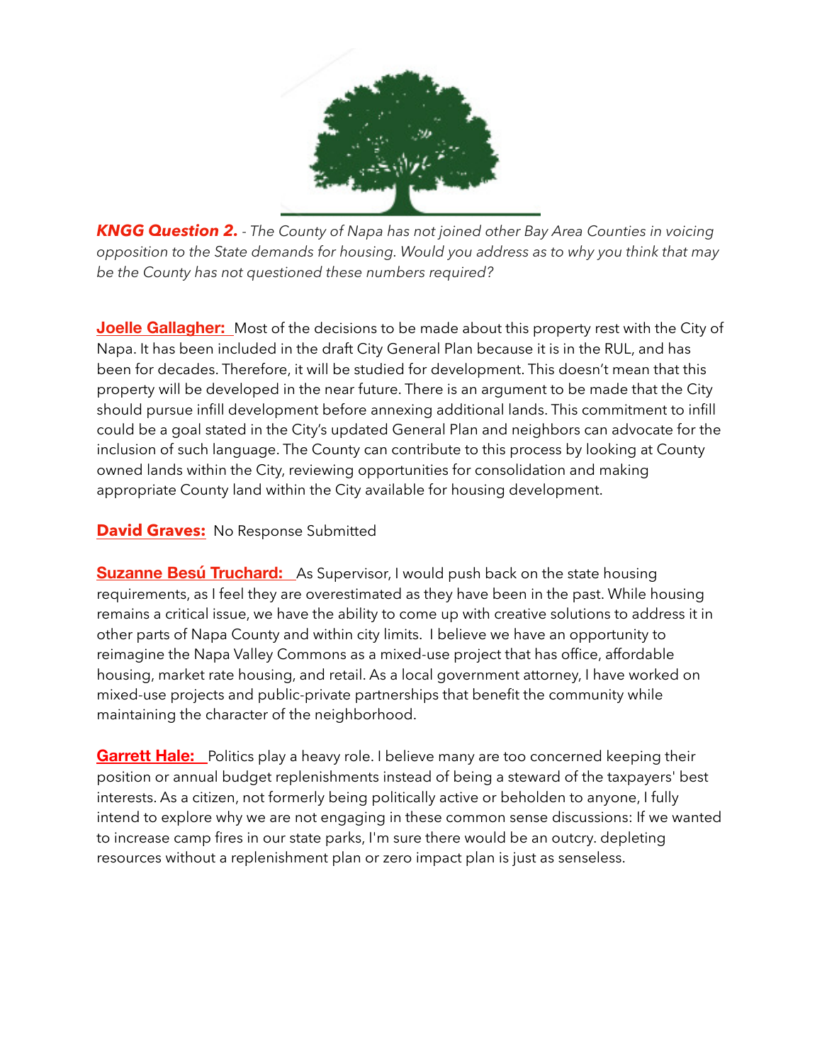***KNGG Question 2.*** *- The County of Napa has not joined other Bay Area Counties in voicing opposition to the State demands for housing. Would you address as to why you think that may be the County has not questioned these numbers required?*

**Joelle Gallagher:** Most of the decisions to be made about this property rest with the City of Napa. It has been included in the draft City General Plan because it is in the RUL, and has been for decades. Therefore, it will be studied for development. This doesn't mean that this property will be developed in the near future. There is an argument to be made that the City should pursue infill development before annexing additional lands. This commitment to infill could be a goal stated in the City's updated General Plan and neighbors can advocate for the inclusion of such language. The County can contribute to this process by looking at County owned lands within the City, reviewing opportunities for consolidation and making appropriate County land within the City available for housing development.

**David Graves:** No Response Submitted

**Suzanne Besú Truchard:** As Supervisor, I would push back on the state housing requirements, as I feel they are overestimated as they have been in the past. While housing remains a critical issue, we have the ability to come up with creative solutions to address it in other parts of Napa County and within city limits. I believe we have an opportunity to reimagine the Napa Valley Commons as a mixed-use project that has office, affordable housing, market rate housing, and retail. As a local government attorney, I have worked on mixed-use projects and public-private partnerships that benefit the community while maintaining the character of the neighborhood.

**Garrett Hale:** Politics play a heavy role. I believe many are too concerned keeping their position or annual budget replenishments instead of being a steward of the taxpayers' best interests. As a citizen, not formerly being politically active or beholden to anyone, I fully intend to explore why we are not engaging in these common sense discussions: If we wanted to increase camp fires in our state parks, I'm sure there would be an outcry. depleting resources without a replenishment plan or zero impact plan is just as senseless.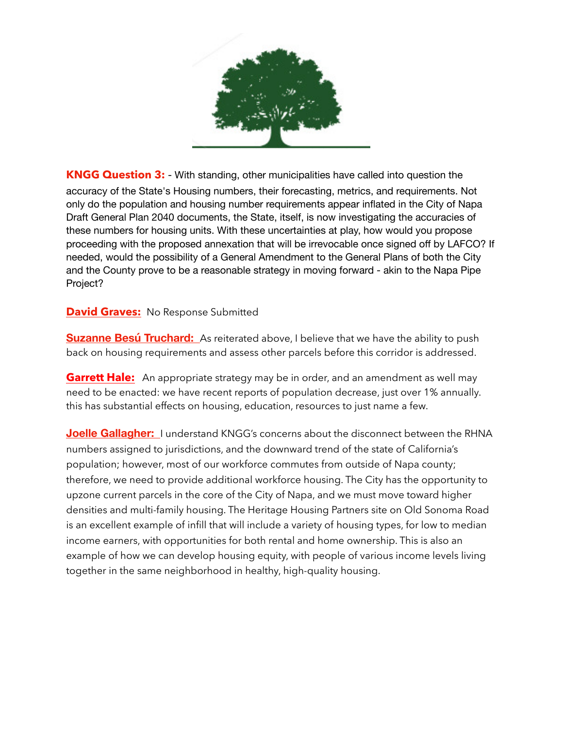**KNGG Question 3:** - With standing, other municipalities have called into question the accuracy of the State's Housing numbers, their forecasting, metrics, and requirements. Not only do the population and housing number requirements appear inflated in the City of Napa Draft General Plan 2040 documents, the State, itself, is now investigating the accuracies of these numbers for housing units. With these uncertainties at play, how would you propose proceeding with the proposed annexation that will be irrevocable once signed off by LAFCO? If needed, would the possibility of a General Amendment to the General Plans of both the City and the County prove to be a reasonable strategy in moving forward - akin to the Napa Pipe Project?

**David Graves:** No Response Submitted

**Suzanne Besú Truchard:** As reiterated above, I believe that we have the ability to push back on housing requirements and assess other parcels before this corridor is addressed.

**Garrett Hale:** An appropriate strategy may be in order, and an amendment as well may need to be enacted: we have recent reports of population decrease, just over 1% annually. this has substantial effects on housing, education, resources to just name a few.

**Joelle Gallagher:** I understand KNGG's concerns about the disconnect between the RHNA numbers assigned to jurisdictions, and the downward trend of the state of California's population; however, most of our workforce commutes from outside of Napa county; therefore, we need to provide additional workforce housing. The City has the opportunity to upzone current parcels in the core of the City of Napa, and we must move toward higher densities and multi-family housing. The Heritage Housing Partners site on Old Sonoma Road is an excellent example of infill that will include a variety of housing types, for low to median income earners, with opportunities for both rental and home ownership. This is also an example of how we can develop housing equity, with people of various income levels living together in the same neighborhood in healthy, high-quality housing.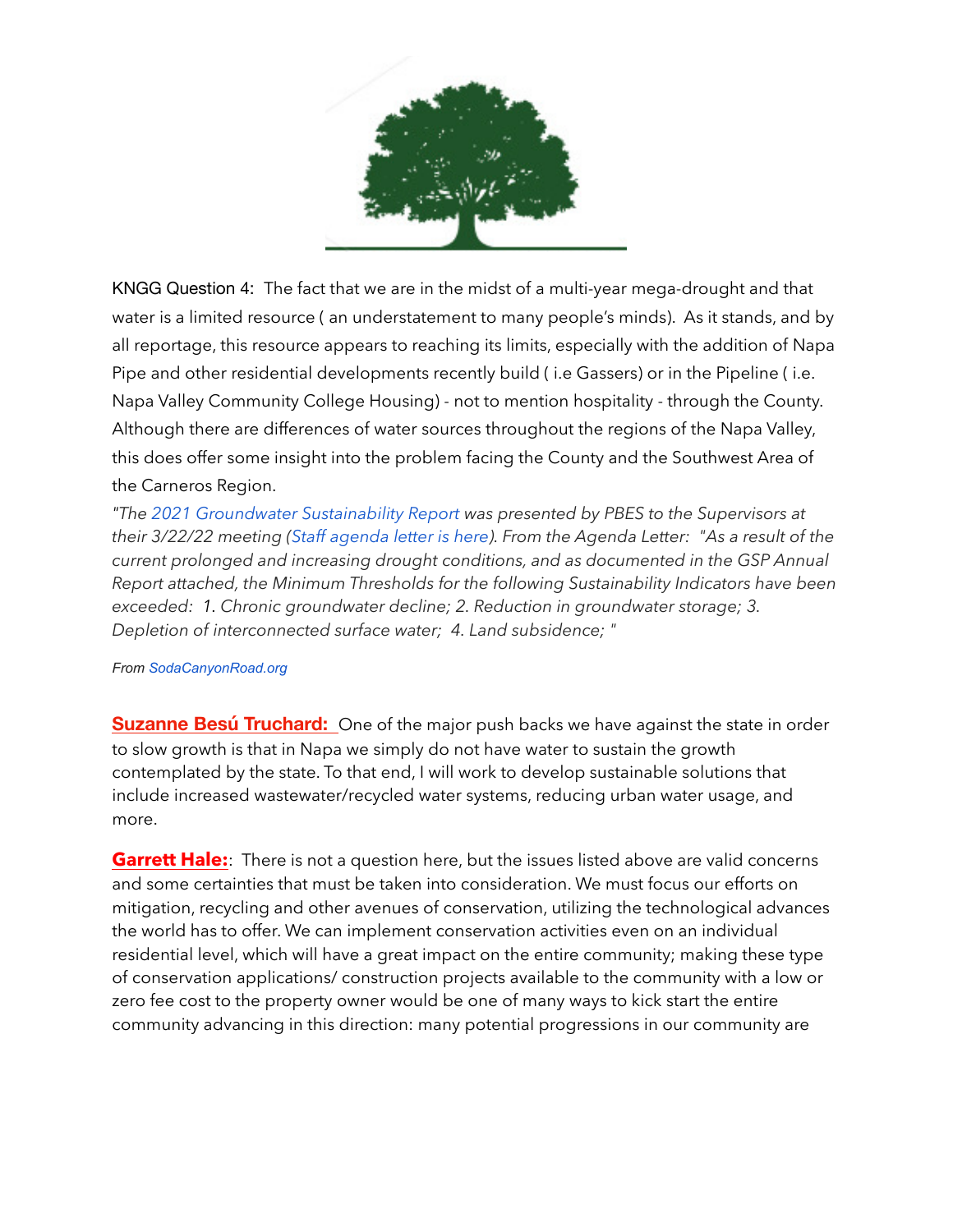KNGG Question 4: The fact that we are in the midst of a multi-year mega-drought and that water is a limited resource ( an understatement to many people's minds). As it stands, and by all reportage, this resource appears to reaching its limits, especially with the addition of Napa Pipe and other residential developments recently build ( i.e Gassers) or in the Pipeline ( i.e. Napa Valley Community College Housing) - not to mention hospitality - through the County. Although there are differences of water sources throughout the regions of the Napa Valley, this does offer some insight into the problem facing the County and the Southwest Area of the Carneros Region.

*"The 2021 Groundwater Sustainability Report was presented by PBES to the Supervisors at their 3/22/22 meeting (Staff agenda letter is here). From the Agenda Letter: "As a result of the current prolonged and increasing drought conditions, and as documented in the GSP Annual Report attached, the Minimum Thresholds for the following Sustainability Indicators have been exceeded: 1. Chronic groundwater decline; 2. Reduction in groundwater storage; 3. Depletion of interconnected surface water; 4. Land subsidence; "*

*From SodaCanyonRoad.org*

**Suzanne Besú Truchard:** One of the major push backs we have against the state in order to slow growth is that in Napa we simply do not have water to sustain the growth contemplated by the state. To that end, I will work to develop sustainable solutions that include increased wastewater/recycled water systems, reducing urban water usage, and more.

**Garrett Hale:**: There is not a question here, but the issues listed above are valid concerns and some certainties that must be taken into consideration. We must focus our efforts on mitigation, recycling and other avenues of conservation, utilizing the technological advances the world has to offer. We can implement conservation activities even on an individual residential level, which will have a great impact on the entire community; making these type of conservation applications/ construction projects available to the community with a low or zero fee cost to the property owner would be one of many ways to kick start the entire community advancing in this direction: many potential progressions in our community are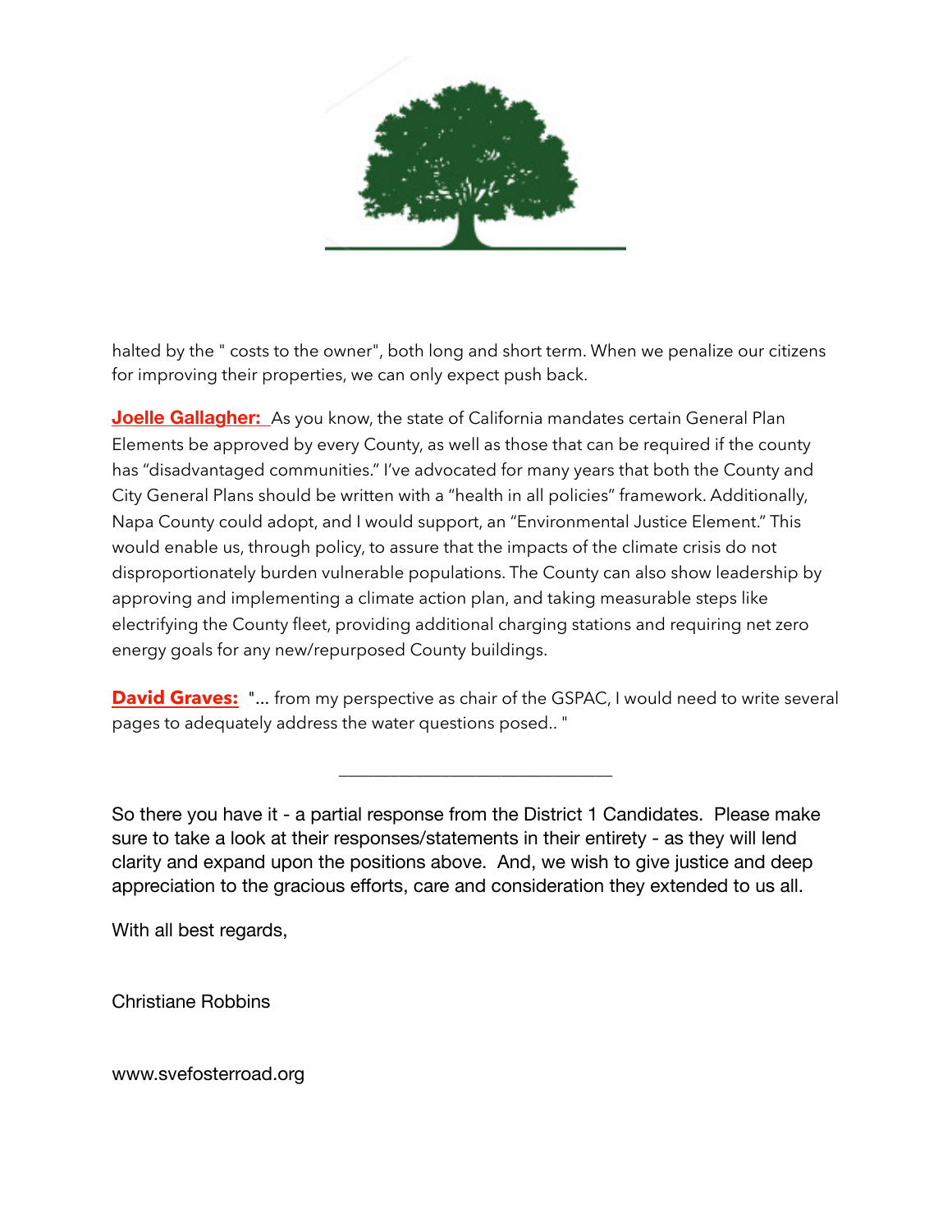halted by the " costs to the owner", both long and short term. When we penalize our citizens for improving their properties, we can only expect push back.

**Joelle Gallagher:** As you know, the state of California mandates certain General Plan Elements be approved by every County, as well as those that can be required if the county has “disadvantaged communities.” I’ve advocated for many years that both the County and City General Plans should be written with a “health in all policies” framework. Additionally, Napa County could adopt, and I would support, an “Environmental Justice Element.” This would enable us, through policy, to assure that the impacts of the climate crisis do not disproportionately burden vulnerable populations. The County can also show leadership by approving and implementing a climate action plan, and taking measurable steps like electrifying the County fleet, providing additional charging stations and requiring net zero energy goals for any new/repurposed County buildings.

**David Graves:** "... from my perspective as chair of the GSPAC, I would need to write several pages to adequately address the water questions posed.. "

---

So there you have it - a partial response from the District 1 Candidates. Please make sure to take a look at their responses/statements in their entirety - as they will lend clarity and expand upon the positions above. And, we wish to give justice and deep appreciation to the gracious efforts, care and consideration they extended to us all.

With all best regards,

Christiane Robbins

www.svefosterroad.org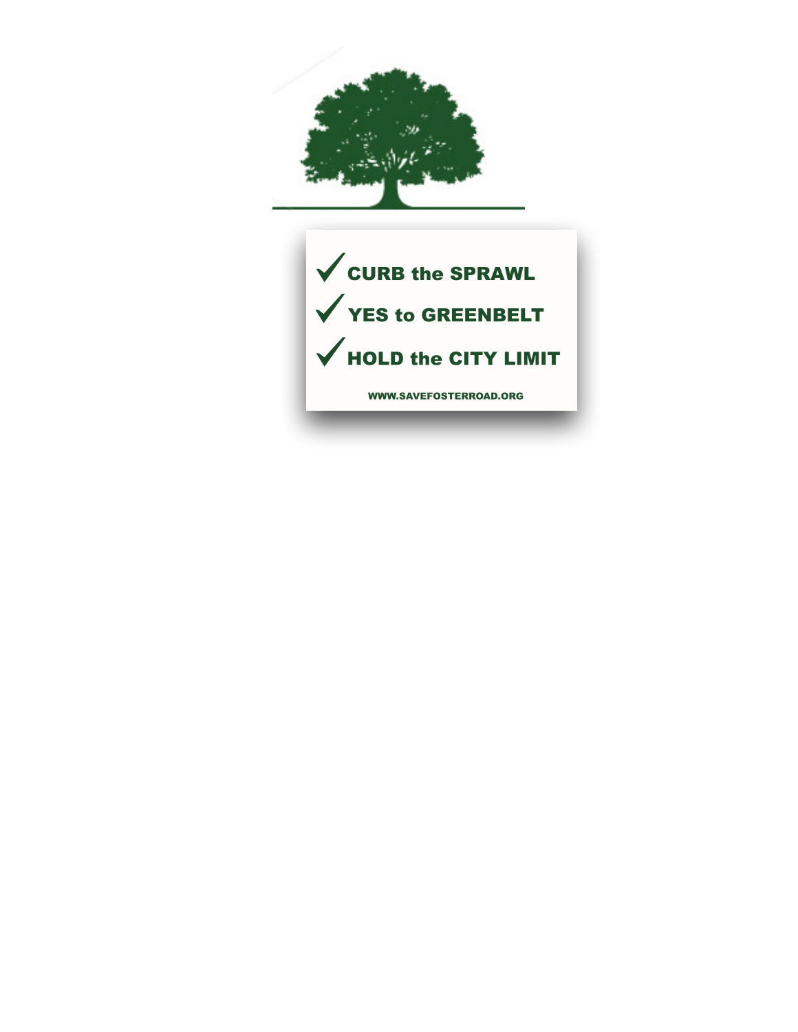✓ **CURB the SPRAWL**

✓ **YES to GREENBELT**

✓ **HOLD the CITY LIMIT**

**WWW.SAVEFOSTERROAD.ORG**